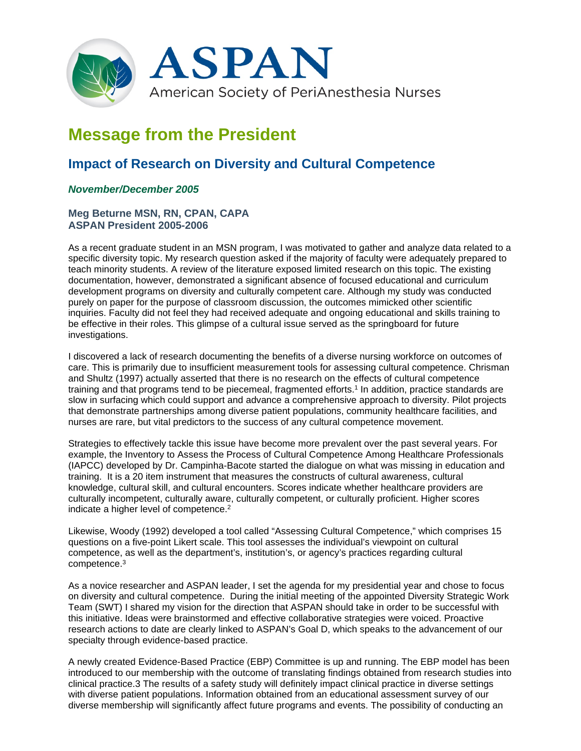ASPAN
American Society of PeriAnesthesia Nurses

# Message from the President

## Impact of Research on Diversity and Cultural Competence

***November/December 2005***

**Meg Beturne MSN, RN, CPAN, CAPA**
**ASPAN President 2005-2006**

As a recent graduate student in an MSN program, I was motivated to gather and analyze data related to a specific diversity topic. My research question asked if the majority of faculty were adequately prepared to teach minority students. A review of the literature exposed limited research on this topic. The existing documentation, however, demonstrated a significant absence of focused educational and curriculum development programs on diversity and culturally competent care. Although my study was conducted purely on paper for the purpose of classroom discussion, the outcomes mimicked other scientific inquiries. Faculty did not feel they had received adequate and ongoing educational and skills training to be effective in their roles. This glimpse of a cultural issue served as the springboard for future investigations.

I discovered a lack of research documenting the benefits of a diverse nursing workforce on outcomes of care. This is primarily due to insufficient measurement tools for assessing cultural competence. Chrisman and Shultz (1997) actually asserted that there is no research on the effects of cultural competence training and that programs tend to be piecemeal, fragmented efforts.[1] In addition, practice standards are slow in surfacing which could support and advance a comprehensive approach to diversity. Pilot projects that demonstrate partnerships among diverse patient populations, community healthcare facilities, and nurses are rare, but vital predictors to the success of any cultural competence movement.

Strategies to effectively tackle this issue have become more prevalent over the past several years. For example, the Inventory to Assess the Process of Cultural Competence Among Healthcare Professionals (IAPCC) developed by Dr. Campinha-Bacote started the dialogue on what was missing in education and training. It is a 20 item instrument that measures the constructs of cultural awareness, cultural knowledge, cultural skill, and cultural encounters. Scores indicate whether healthcare providers are culturally incompetent, culturally aware, culturally competent, or culturally proficient. Higher scores indicate a higher level of competence.[2]

Likewise, Woody (1992) developed a tool called "Assessing Cultural Competence," which comprises 15 questions on a five-point Likert scale. This tool assesses the individual's viewpoint on cultural competence, as well as the department's, institution's, or agency's practices regarding cultural competence.[3]

As a novice researcher and ASPAN leader, I set the agenda for my presidential year and chose to focus on diversity and cultural competence. During the initial meeting of the appointed Diversity Strategic Work Team (SWT) I shared my vision for the direction that ASPAN should take in order to be successful with this initiative. Ideas were brainstormed and effective collaborative strategies were voiced. Proactive research actions to date are clearly linked to ASPAN's Goal D, which speaks to the advancement of our specialty through evidence-based practice.

A newly created Evidence-Based Practice (EBP) Committee is up and running. The EBP model has been introduced to our membership with the outcome of translating findings obtained from research studies into clinical practice.3 The results of a safety study will definitely impact clinical practice in diverse settings with diverse patient populations. Information obtained from an educational assessment survey of our diverse membership will significantly affect future programs and events. The possibility of conducting an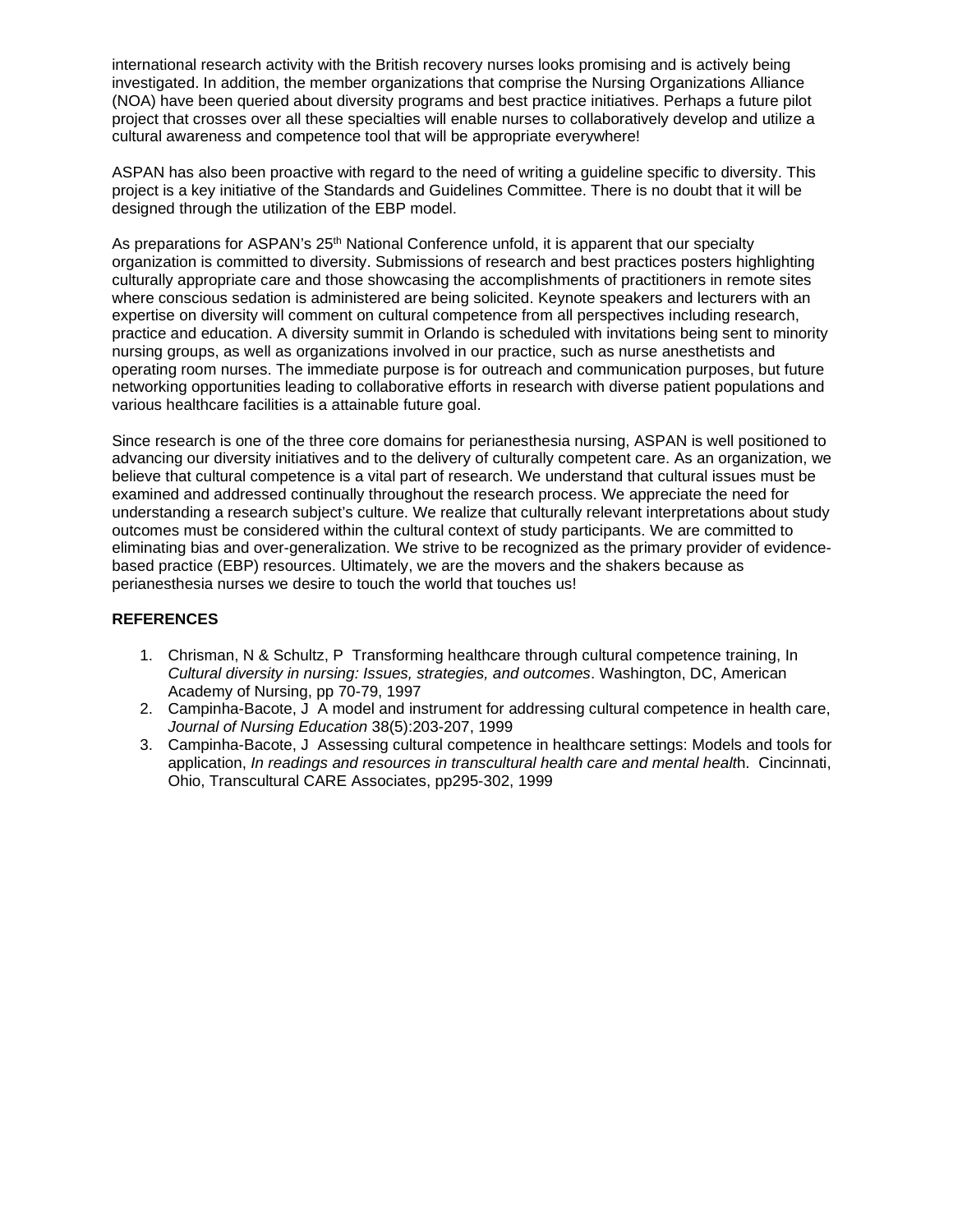international research activity with the British recovery nurses looks promising and is actively being investigated. In addition, the member organizations that comprise the Nursing Organizations Alliance (NOA) have been queried about diversity programs and best practice initiatives. Perhaps a future pilot project that crosses over all these specialties will enable nurses to collaboratively develop and utilize a cultural awareness and competence tool that will be appropriate everywhere!

ASPAN has also been proactive with regard to the need of writing a guideline specific to diversity. This project is a key initiative of the Standards and Guidelines Committee. There is no doubt that it will be designed through the utilization of the EBP model.

As preparations for ASPAN's 25th National Conference unfold, it is apparent that our specialty organization is committed to diversity. Submissions of research and best practices posters highlighting culturally appropriate care and those showcasing the accomplishments of practitioners in remote sites where conscious sedation is administered are being solicited. Keynote speakers and lecturers with an expertise on diversity will comment on cultural competence from all perspectives including research, practice and education. A diversity summit in Orlando is scheduled with invitations being sent to minority nursing groups, as well as organizations involved in our practice, such as nurse anesthetists and operating room nurses. The immediate purpose is for outreach and communication purposes, but future networking opportunities leading to collaborative efforts in research with diverse patient populations and various healthcare facilities is a attainable future goal.

Since research is one of the three core domains for perianesthesia nursing, ASPAN is well positioned to advancing our diversity initiatives and to the delivery of culturally competent care. As an organization, we believe that cultural competence is a vital part of research. We understand that cultural issues must be examined and addressed continually throughout the research process. We appreciate the need for understanding a research subject's culture. We realize that culturally relevant interpretations about study outcomes must be considered within the cultural context of study participants. We are committed to eliminating bias and over-generalization. We strive to be recognized as the primary provider of evidence-based practice (EBP) resources. Ultimately, we are the movers and the shakers because as perianesthesia nurses we desire to touch the world that touches us!

**REFERENCES**

1. Chrisman, N & Schultz, P Transforming healthcare through cultural competence training, In *Cultural diversity in nursing: Issues, strategies, and outcomes*. Washington, DC, American Academy of Nursing, pp 70-79, 1997
2. Campinha-Bacote, J A model and instrument for addressing cultural competence in health care, *Journal of Nursing Education* 38(5):203-207, 1999
3. Campinha-Bacote, J Assessing cultural competence in healthcare settings: Models and tools for application, *In readings and resources in transcultural health care and mental healt*h. Cincinnati, Ohio, Transcultural CARE Associates, pp295-302, 1999